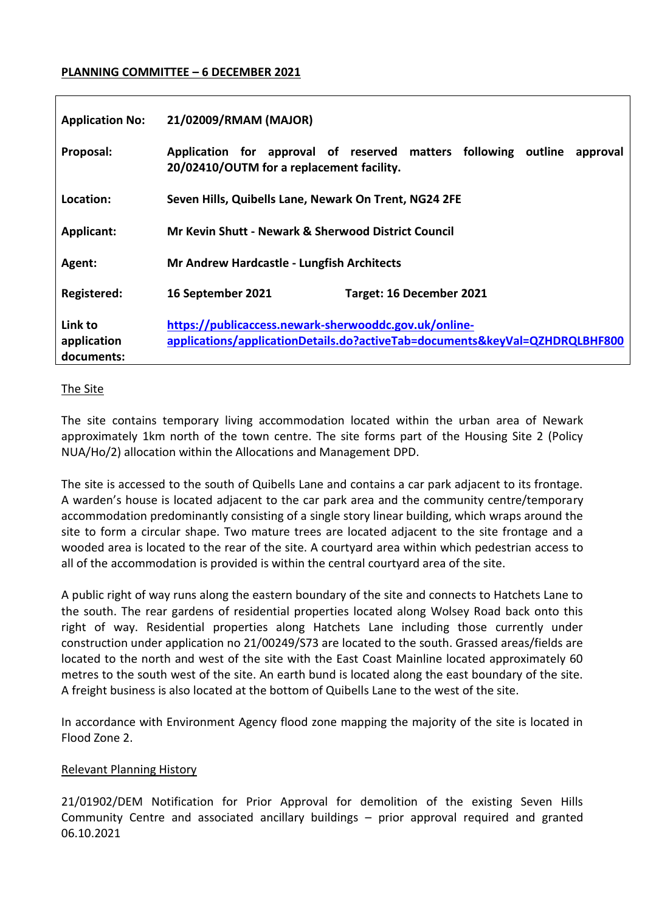**PLANNING COMMITTEE – 6 DECEMBER 2021**

| | |
|---|---|
| **Application No:** | **21/02009/RMAM (MAJOR)** |
| **Proposal:** | **Application for approval of reserved matters following outline approval 20/02410/OUTM for a replacement facility.** |
| **Location:** | **Seven Hills, Quibells Lane, Newark On Trent, NG24 2FE** |
| **Applicant:** | **Mr Kevin Shutt - Newark & Sherwood District Council** |
| **Agent:** | **Mr Andrew Hardcastle - Lungfish Architects** |
| **Registered:** | **16 September 2021** &nbsp;&nbsp;&nbsp;&nbsp; **Target: 16 December 2021** |
| **Link to application documents:** | **https://publicaccess.newark-sherwooddc.gov.uk/online-applications/applicationDetails.do?activeTab=documents&keyVal=QZHDRQLBHF800** |

## The Site

The site contains temporary living accommodation located within the urban area of Newark approximately 1km north of the town centre. The site forms part of the Housing Site 2 (Policy NUA/Ho/2) allocation within the Allocations and Management DPD.

The site is accessed to the south of Quibells Lane and contains a car park adjacent to its frontage. A warden's house is located adjacent to the car park area and the community centre/temporary accommodation predominantly consisting of a single story linear building, which wraps around the site to form a circular shape. Two mature trees are located adjacent to the site frontage and a wooded area is located to the rear of the site. A courtyard area within which pedestrian access to all of the accommodation is provided is within the central courtyard area of the site.

A public right of way runs along the eastern boundary of the site and connects to Hatchets Lane to the south. The rear gardens of residential properties located along Wolsey Road back onto this right of way. Residential properties along Hatchets Lane including those currently under construction under application no 21/00249/S73 are located to the south. Grassed areas/fields are located to the north and west of the site with the East Coast Mainline located approximately 60 metres to the south west of the site. An earth bund is located along the east boundary of the site. A freight business is also located at the bottom of Quibells Lane to the west of the site.

In accordance with Environment Agency flood zone mapping the majority of the site is located in Flood Zone 2.

## Relevant Planning History

21/01902/DEM Notification for Prior Approval for demolition of the existing Seven Hills Community Centre and associated ancillary buildings – prior approval required and granted 06.10.2021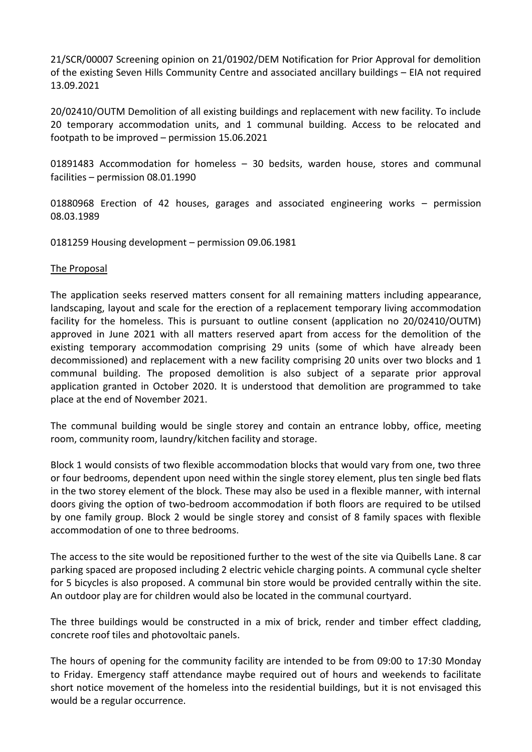21/SCR/00007 Screening opinion on 21/01902/DEM Notification for Prior Approval for demolition of the existing Seven Hills Community Centre and associated ancillary buildings – EIA not required 13.09.2021

20/02410/OUTM Demolition of all existing buildings and replacement with new facility. To include 20 temporary accommodation units, and 1 communal building. Access to be relocated and footpath to be improved – permission 15.06.2021

01891483 Accommodation for homeless – 30 bedsits, warden house, stores and communal facilities – permission 08.01.1990

01880968 Erection of 42 houses, garages and associated engineering works – permission 08.03.1989

0181259 Housing development – permission 09.06.1981

## The Proposal

The application seeks reserved matters consent for all remaining matters including appearance, landscaping, layout and scale for the erection of a replacement temporary living accommodation facility for the homeless. This is pursuant to outline consent (application no 20/02410/OUTM) approved in June 2021 with all matters reserved apart from access for the demolition of the existing temporary accommodation comprising 29 units (some of which have already been decommissioned) and replacement with a new facility comprising 20 units over two blocks and 1 communal building. The proposed demolition is also subject of a separate prior approval application granted in October 2020. It is understood that demolition are programmed to take place at the end of November 2021.

The communal building would be single storey and contain an entrance lobby, office, meeting room, community room, laundry/kitchen facility and storage.

Block 1 would consists of two flexible accommodation blocks that would vary from one, two three or four bedrooms, dependent upon need within the single storey element, plus ten single bed flats in the two storey element of the block. These may also be used in a flexible manner, with internal doors giving the option of two-bedroom accommodation if both floors are required to be utilsed by one family group. Block 2 would be single storey and consist of 8 family spaces with flexible accommodation of one to three bedrooms.

The access to the site would be repositioned further to the west of the site via Quibells Lane. 8 car parking spaced are proposed including 2 electric vehicle charging points. A communal cycle shelter for 5 bicycles is also proposed. A communal bin store would be provided centrally within the site. An outdoor play are for children would also be located in the communal courtyard.

The three buildings would be constructed in a mix of brick, render and timber effect cladding, concrete roof tiles and photovoltaic panels.

The hours of opening for the community facility are intended to be from 09:00 to 17:30 Monday to Friday. Emergency staff attendance maybe required out of hours and weekends to facilitate short notice movement of the homeless into the residential buildings, but it is not envisaged this would be a regular occurrence.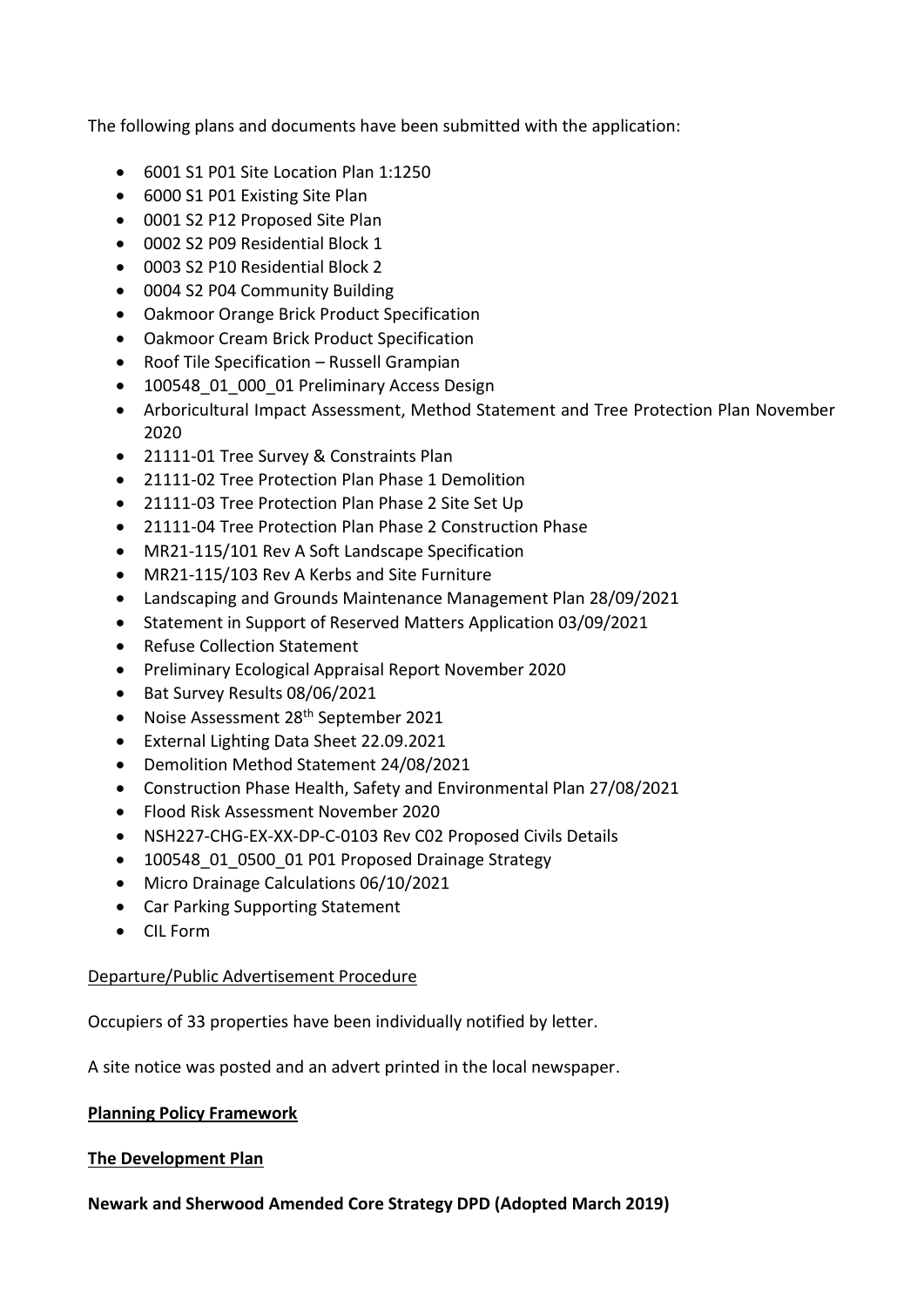The following plans and documents have been submitted with the application:

- 6001 S1 P01 Site Location Plan 1:1250
- 6000 S1 P01 Existing Site Plan
- 0001 S2 P12 Proposed Site Plan
- 0002 S2 P09 Residential Block 1
- 0003 S2 P10 Residential Block 2
- 0004 S2 P04 Community Building
- Oakmoor Orange Brick Product Specification
- Oakmoor Cream Brick Product Specification
- Roof Tile Specification – Russell Grampian
- 100548_01_000_01 Preliminary Access Design
- Arboricultural Impact Assessment, Method Statement and Tree Protection Plan November 2020
- 21111-01 Tree Survey & Constraints Plan
- 21111-02 Tree Protection Plan Phase 1 Demolition
- 21111-03 Tree Protection Plan Phase 2 Site Set Up
- 21111-04 Tree Protection Plan Phase 2 Construction Phase
- MR21-115/101 Rev A Soft Landscape Specification
- MR21-115/103 Rev A Kerbs and Site Furniture
- Landscaping and Grounds Maintenance Management Plan 28/09/2021
- Statement in Support of Reserved Matters Application 03/09/2021
- Refuse Collection Statement
- Preliminary Ecological Appraisal Report November 2020
- Bat Survey Results 08/06/2021
- Noise Assessment 28th September 2021
- External Lighting Data Sheet 22.09.2021
- Demolition Method Statement 24/08/2021
- Construction Phase Health, Safety and Environmental Plan 27/08/2021
- Flood Risk Assessment November 2020
- NSH227-CHG-EX-XX-DP-C-0103 Rev C02 Proposed Civils Details
- 100548_01_0500_01 P01 Proposed Drainage Strategy
- Micro Drainage Calculations 06/10/2021
- Car Parking Supporting Statement
- CIL Form

Departure/Public Advertisement Procedure

Occupiers of 33 properties have been individually notified by letter.

A site notice was posted and an advert printed in the local newspaper.

**Planning Policy Framework**

**The Development Plan**

**Newark and Sherwood Amended Core Strategy DPD (Adopted March 2019)**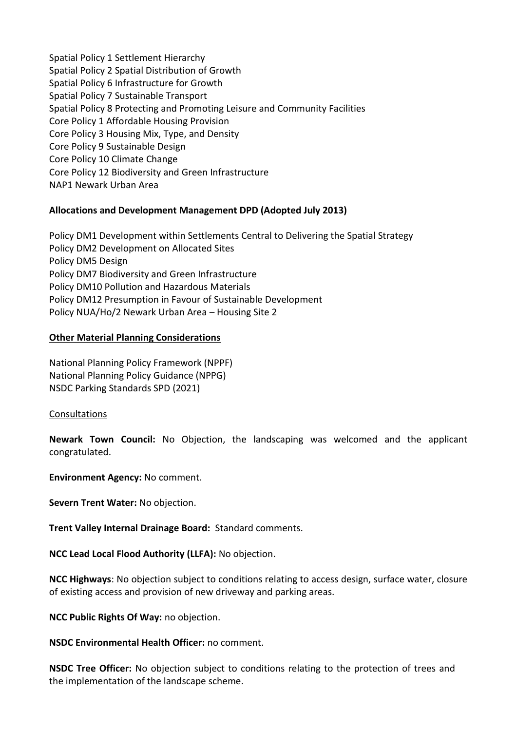Spatial Policy 1 Settlement Hierarchy
Spatial Policy 2 Spatial Distribution of Growth
Spatial Policy 6 Infrastructure for Growth
Spatial Policy 7 Sustainable Transport
Spatial Policy 8 Protecting and Promoting Leisure and Community Facilities
Core Policy 1 Affordable Housing Provision
Core Policy 3 Housing Mix, Type, and Density
Core Policy 9 Sustainable Design
Core Policy 10 Climate Change
Core Policy 12 Biodiversity and Green Infrastructure
NAP1 Newark Urban Area

**Allocations and Development Management DPD (Adopted July 2013)**

Policy DM1 Development within Settlements Central to Delivering the Spatial Strategy
Policy DM2 Development on Allocated Sites
Policy DM5 Design
Policy DM7 Biodiversity and Green Infrastructure
Policy DM10 Pollution and Hazardous Materials
Policy DM12 Presumption in Favour of Sustainable Development
Policy NUA/Ho/2 Newark Urban Area – Housing Site 2

**Other Material Planning Considerations**

National Planning Policy Framework (NPPF)
National Planning Policy Guidance (NPPG)
NSDC Parking Standards SPD (2021)

Consultations

**Newark Town Council:** No Objection, the landscaping was welcomed and the applicant congratulated.

**Environment Agency:** No comment.

**Severn Trent Water:** No objection.

**Trent Valley Internal Drainage Board:** Standard comments.

**NCC Lead Local Flood Authority (LLFA):** No objection.

**NCC Highways**: No objection subject to conditions relating to access design, surface water, closure of existing access and provision of new driveway and parking areas.

**NCC Public Rights Of Way:** no objection.

**NSDC Environmental Health Officer:** no comment.

**NSDC Tree Officer:** No objection subject to conditions relating to the protection of trees and the implementation of the landscape scheme.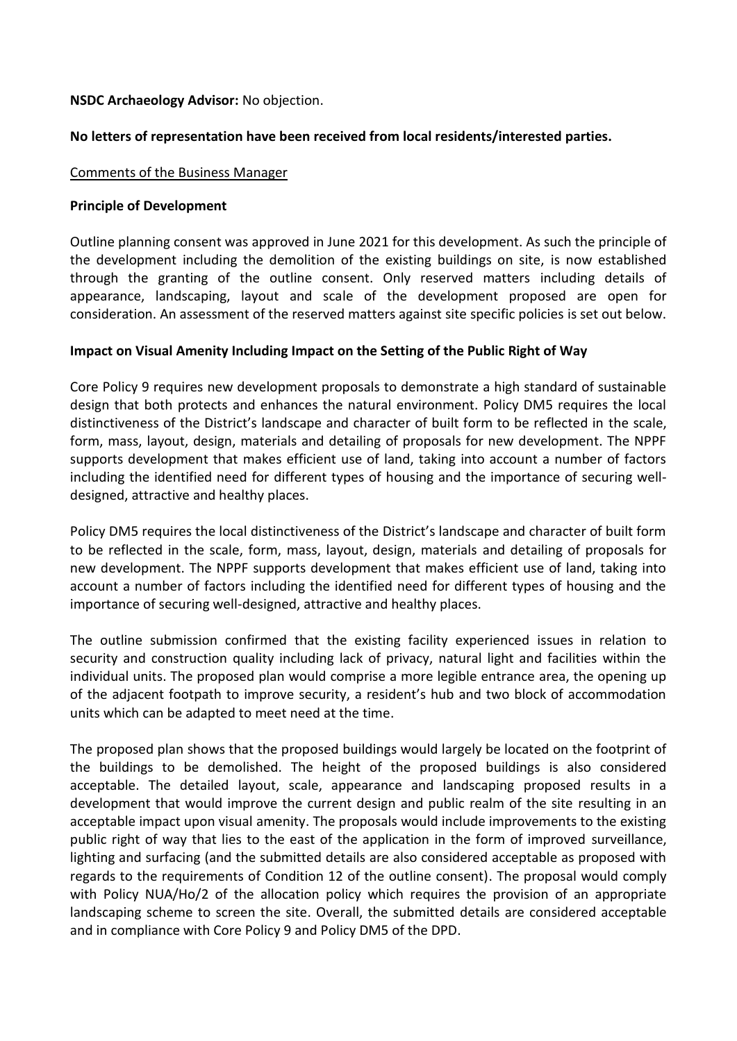**NSDC Archaeology Advisor:** No objection.

**No letters of representation have been received from local residents/interested parties.**

Comments of the Business Manager

**Principle of Development**

Outline planning consent was approved in June 2021 for this development. As such the principle of the development including the demolition of the existing buildings on site, is now established through the granting of the outline consent. Only reserved matters including details of appearance, landscaping, layout and scale of the development proposed are open for consideration. An assessment of the reserved matters against site specific policies is set out below.

**Impact on Visual Amenity Including Impact on the Setting of the Public Right of Way**

Core Policy 9 requires new development proposals to demonstrate a high standard of sustainable design that both protects and enhances the natural environment. Policy DM5 requires the local distinctiveness of the District's landscape and character of built form to be reflected in the scale, form, mass, layout, design, materials and detailing of proposals for new development. The NPPF supports development that makes efficient use of land, taking into account a number of factors including the identified need for different types of housing and the importance of securing well-designed, attractive and healthy places.

Policy DM5 requires the local distinctiveness of the District's landscape and character of built form to be reflected in the scale, form, mass, layout, design, materials and detailing of proposals for new development. The NPPF supports development that makes efficient use of land, taking into account a number of factors including the identified need for different types of housing and the importance of securing well-designed, attractive and healthy places.

The outline submission confirmed that the existing facility experienced issues in relation to security and construction quality including lack of privacy, natural light and facilities within the individual units. The proposed plan would comprise a more legible entrance area, the opening up of the adjacent footpath to improve security, a resident's hub and two block of accommodation units which can be adapted to meet need at the time.

The proposed plan shows that the proposed buildings would largely be located on the footprint of the buildings to be demolished. The height of the proposed buildings is also considered acceptable. The detailed layout, scale, appearance and landscaping proposed results in a development that would improve the current design and public realm of the site resulting in an acceptable impact upon visual amenity. The proposals would include improvements to the existing public right of way that lies to the east of the application in the form of improved surveillance, lighting and surfacing (and the submitted details are also considered acceptable as proposed with regards to the requirements of Condition 12 of the outline consent). The proposal would comply with Policy NUA/Ho/2 of the allocation policy which requires the provision of an appropriate landscaping scheme to screen the site. Overall, the submitted details are considered acceptable and in compliance with Core Policy 9 and Policy DM5 of the DPD.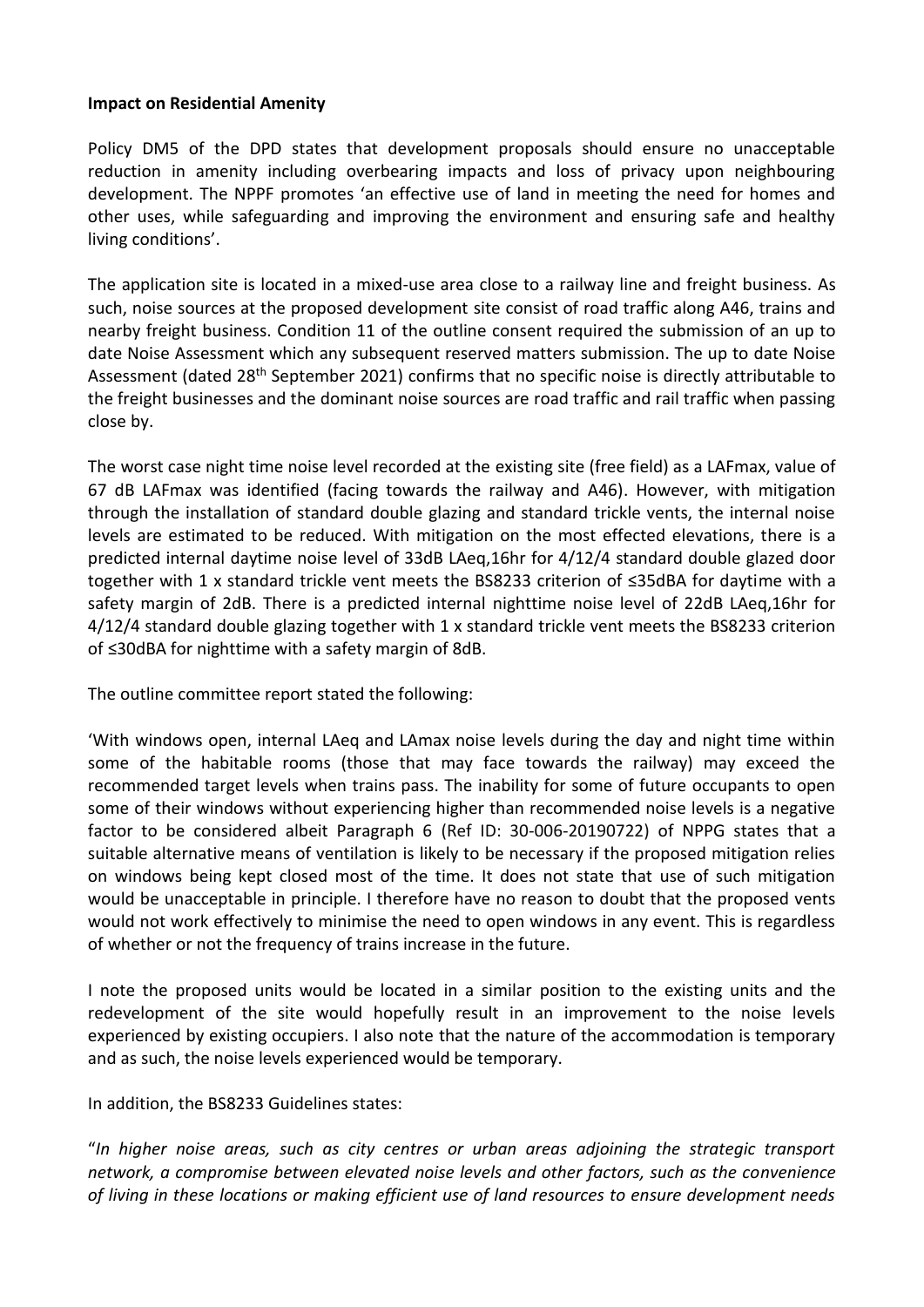**Impact on Residential Amenity**

Policy DM5 of the DPD states that development proposals should ensure no unacceptable reduction in amenity including overbearing impacts and loss of privacy upon neighbouring development. The NPPF promotes 'an effective use of land in meeting the need for homes and other uses, while safeguarding and improving the environment and ensuring safe and healthy living conditions'.

The application site is located in a mixed-use area close to a railway line and freight business. As such, noise sources at the proposed development site consist of road traffic along A46, trains and nearby freight business. Condition 11 of the outline consent required the submission of an up to date Noise Assessment which any subsequent reserved matters submission. The up to date Noise Assessment (dated 28th September 2021) confirms that no specific noise is directly attributable to the freight businesses and the dominant noise sources are road traffic and rail traffic when passing close by.

The worst case night time noise level recorded at the existing site (free field) as a LAFmax, value of 67 dB LAFmax was identified (facing towards the railway and A46). However, with mitigation through the installation of standard double glazing and standard trickle vents, the internal noise levels are estimated to be reduced. With mitigation on the most effected elevations, there is a predicted internal daytime noise level of 33dB LAeq,16hr for 4/12/4 standard double glazed door together with 1 x standard trickle vent meets the BS8233 criterion of ≤35dBA for daytime with a safety margin of 2dB. There is a predicted internal nighttime noise level of 22dB LAeq,16hr for 4/12/4 standard double glazing together with 1 x standard trickle vent meets the BS8233 criterion of ≤30dBA for nighttime with a safety margin of 8dB.

The outline committee report stated the following:

'With windows open, internal LAeq and LAmax noise levels during the day and night time within some of the habitable rooms (those that may face towards the railway) may exceed the recommended target levels when trains pass. The inability for some of future occupants to open some of their windows without experiencing higher than recommended noise levels is a negative factor to be considered albeit Paragraph 6 (Ref ID: 30-006-20190722) of NPPG states that a suitable alternative means of ventilation is likely to be necessary if the proposed mitigation relies on windows being kept closed most of the time. It does not state that use of such mitigation would be unacceptable in principle. I therefore have no reason to doubt that the proposed vents would not work effectively to minimise the need to open windows in any event. This is regardless of whether or not the frequency of trains increase in the future.

I note the proposed units would be located in a similar position to the existing units and the redevelopment of the site would hopefully result in an improvement to the noise levels experienced by existing occupiers. I also note that the nature of the accommodation is temporary and as such, the noise levels experienced would be temporary.

In addition, the BS8233 Guidelines states:

"*In higher noise areas, such as city centres or urban areas adjoining the strategic transport network, a compromise between elevated noise levels and other factors, such as the convenience of living in these locations or making efficient use of land resources to ensure development needs*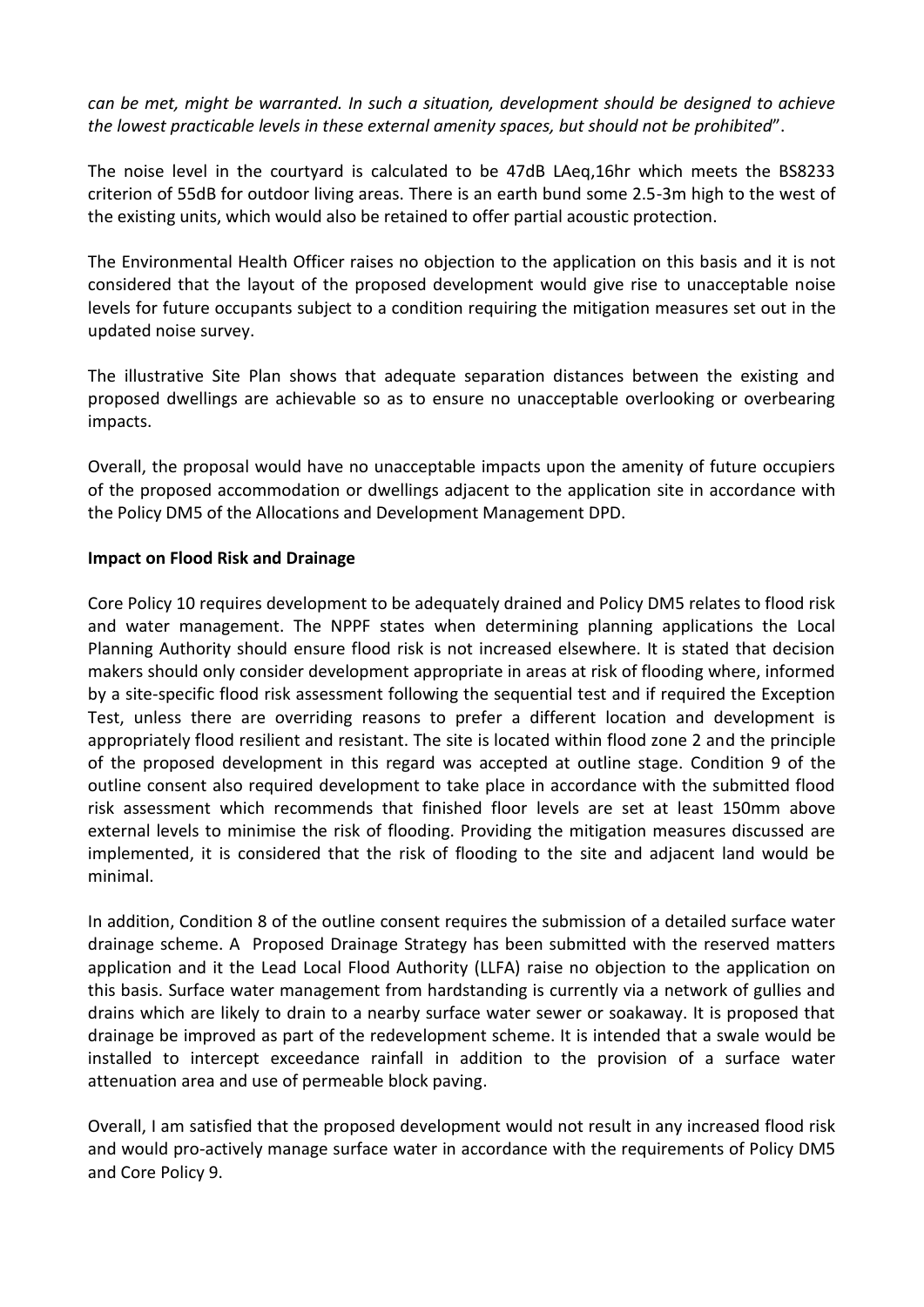*can be met, might be warranted. In such a situation, development should be designed to achieve the lowest practicable levels in these external amenity spaces, but should not be prohibited*".

The noise level in the courtyard is calculated to be 47dB LAeq,16hr which meets the BS8233 criterion of 55dB for outdoor living areas. There is an earth bund some 2.5-3m high to the west of the existing units, which would also be retained to offer partial acoustic protection.

The Environmental Health Officer raises no objection to the application on this basis and it is not considered that the layout of the proposed development would give rise to unacceptable noise levels for future occupants subject to a condition requiring the mitigation measures set out in the updated noise survey.

The illustrative Site Plan shows that adequate separation distances between the existing and proposed dwellings are achievable so as to ensure no unacceptable overlooking or overbearing impacts.

Overall, the proposal would have no unacceptable impacts upon the amenity of future occupiers of the proposed accommodation or dwellings adjacent to the application site in accordance with the Policy DM5 of the Allocations and Development Management DPD.

**Impact on Flood Risk and Drainage**

Core Policy 10 requires development to be adequately drained and Policy DM5 relates to flood risk and water management. The NPPF states when determining planning applications the Local Planning Authority should ensure flood risk is not increased elsewhere. It is stated that decision makers should only consider development appropriate in areas at risk of flooding where, informed by a site-specific flood risk assessment following the sequential test and if required the Exception Test, unless there are overriding reasons to prefer a different location and development is appropriately flood resilient and resistant. The site is located within flood zone 2 and the principle of the proposed development in this regard was accepted at outline stage. Condition 9 of the outline consent also required development to take place in accordance with the submitted flood risk assessment which recommends that finished floor levels are set at least 150mm above external levels to minimise the risk of flooding. Providing the mitigation measures discussed are implemented, it is considered that the risk of flooding to the site and adjacent land would be minimal.

In addition, Condition 8 of the outline consent requires the submission of a detailed surface water drainage scheme. A Proposed Drainage Strategy has been submitted with the reserved matters application and it the Lead Local Flood Authority (LLFA) raise no objection to the application on this basis. Surface water management from hardstanding is currently via a network of gullies and drains which are likely to drain to a nearby surface water sewer or soakaway. It is proposed that drainage be improved as part of the redevelopment scheme. It is intended that a swale would be installed to intercept exceedance rainfall in addition to the provision of a surface water attenuation area and use of permeable block paving.

Overall, I am satisfied that the proposed development would not result in any increased flood risk and would pro-actively manage surface water in accordance with the requirements of Policy DM5 and Core Policy 9.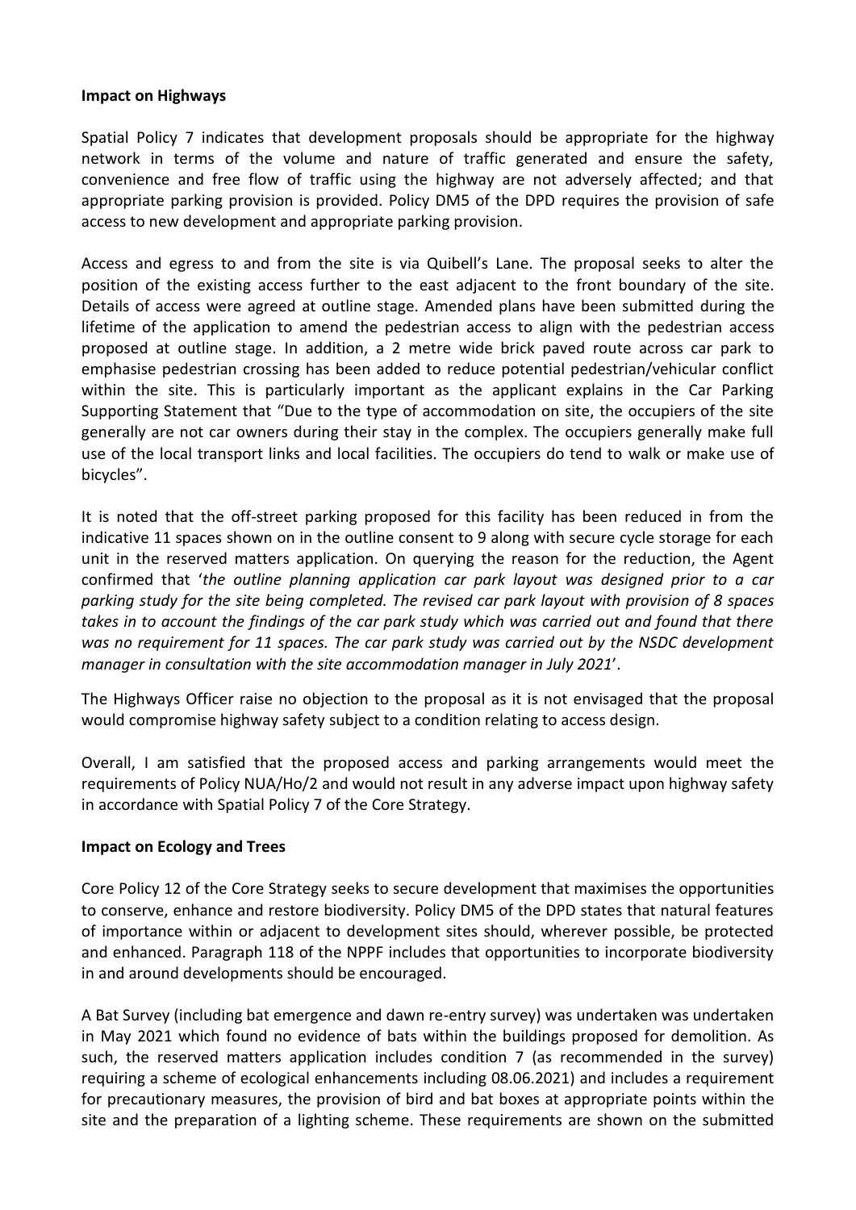**Impact on Highways**

Spatial Policy 7 indicates that development proposals should be appropriate for the highway network in terms of the volume and nature of traffic generated and ensure the safety, convenience and free flow of traffic using the highway are not adversely affected; and that appropriate parking provision is provided. Policy DM5 of the DPD requires the provision of safe access to new development and appropriate parking provision.

Access and egress to and from the site is via Quibell's Lane. The proposal seeks to alter the position of the existing access further to the east adjacent to the front boundary of the site. Details of access were agreed at outline stage. Amended plans have been submitted during the lifetime of the application to amend the pedestrian access to align with the pedestrian access proposed at outline stage. In addition, a 2 metre wide brick paved route across car park to emphasise pedestrian crossing has been added to reduce potential pedestrian/vehicular conflict within the site. This is particularly important as the applicant explains in the Car Parking Supporting Statement that "Due to the type of accommodation on site, the occupiers of the site generally are not car owners during their stay in the complex. The occupiers generally make full use of the local transport links and local facilities. The occupiers do tend to walk or make use of bicycles".

It is noted that the off-street parking proposed for this facility has been reduced in from the indicative 11 spaces shown on in the outline consent to 9 along with secure cycle storage for each unit in the reserved matters application. On querying the reason for the reduction, the Agent confirmed that '*the outline planning application car park layout was designed prior to a car parking study for the site being completed. The revised car park layout with provision of 8 spaces takes in to account the findings of the car park study which was carried out and found that there was no requirement for 11 spaces. The car park study was carried out by the NSDC development manager in consultation with the site accommodation manager in July 2021*'.

The Highways Officer raise no objection to the proposal as it is not envisaged that the proposal would compromise highway safety subject to a condition relating to access design.

Overall, I am satisfied that the proposed access and parking arrangements would meet the requirements of Policy NUA/Ho/2 and would not result in any adverse impact upon highway safety in accordance with Spatial Policy 7 of the Core Strategy.

**Impact on Ecology and Trees**

Core Policy 12 of the Core Strategy seeks to secure development that maximises the opportunities to conserve, enhance and restore biodiversity. Policy DM5 of the DPD states that natural features of importance within or adjacent to development sites should, wherever possible, be protected and enhanced. Paragraph 118 of the NPPF includes that opportunities to incorporate biodiversity in and around developments should be encouraged.

A Bat Survey (including bat emergence and dawn re-entry survey) was undertaken was undertaken in May 2021 which found no evidence of bats within the buildings proposed for demolition. As such, the reserved matters application includes condition 7 (as recommended in the survey) requiring a scheme of ecological enhancements including 08.06.2021) and includes a requirement for precautionary measures, the provision of bird and bat boxes at appropriate points within the site and the preparation of a lighting scheme. These requirements are shown on the submitted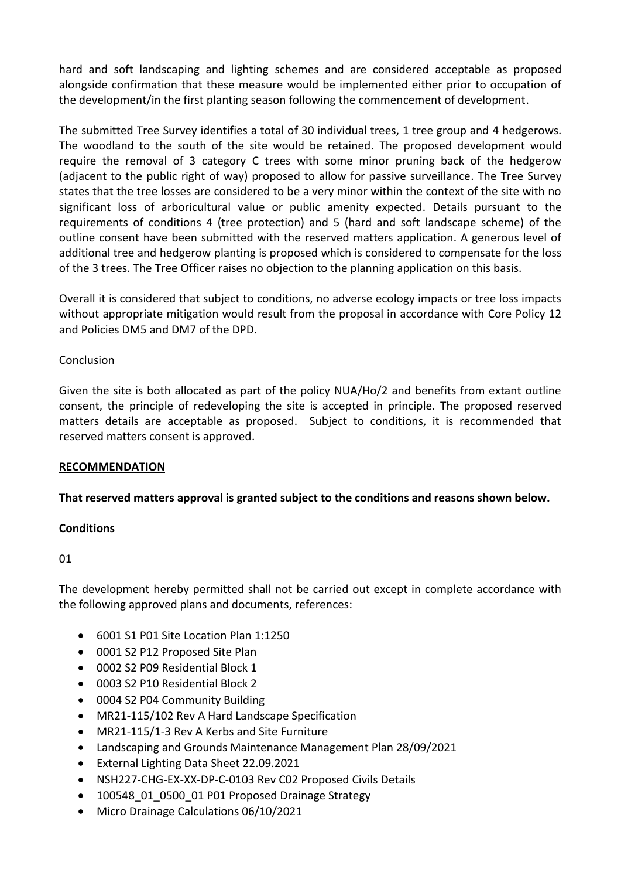hard and soft landscaping and lighting schemes and are considered acceptable as proposed alongside confirmation that these measure would be implemented either prior to occupation of the development/in the first planting season following the commencement of development.

The submitted Tree Survey identifies a total of 30 individual trees, 1 tree group and 4 hedgerows. The woodland to the south of the site would be retained. The proposed development would require the removal of 3 category C trees with some minor pruning back of the hedgerow (adjacent to the public right of way) proposed to allow for passive surveillance. The Tree Survey states that the tree losses are considered to be a very minor within the context of the site with no significant loss of arboricultural value or public amenity expected. Details pursuant to the requirements of conditions 4 (tree protection) and 5 (hard and soft landscape scheme) of the outline consent have been submitted with the reserved matters application. A generous level of additional tree and hedgerow planting is proposed which is considered to compensate for the loss of the 3 trees. The Tree Officer raises no objection to the planning application on this basis.

Overall it is considered that subject to conditions, no adverse ecology impacts or tree loss impacts without appropriate mitigation would result from the proposal in accordance with Core Policy 12 and Policies DM5 and DM7 of the DPD.

<u>Conclusion</u>

Given the site is both allocated as part of the policy NUA/Ho/2 and benefits from extant outline consent, the principle of redeveloping the site is accepted in principle. The proposed reserved matters details are acceptable as proposed. Subject to conditions, it is recommended that reserved matters consent is approved.

## RECOMMENDATION

**That reserved matters approval is granted subject to the conditions and reasons shown below.**

### Conditions

01

The development hereby permitted shall not be carried out except in complete accordance with the following approved plans and documents, references:

- 6001 S1 P01 Site Location Plan 1:1250
- 0001 S2 P12 Proposed Site Plan
- 0002 S2 P09 Residential Block 1
- 0003 S2 P10 Residential Block 2
- 0004 S2 P04 Community Building
- MR21-115/102 Rev A Hard Landscape Specification
- MR21-115/1-3 Rev A Kerbs and Site Furniture
- Landscaping and Grounds Maintenance Management Plan 28/09/2021
- External Lighting Data Sheet 22.09.2021
- NSH227-CHG-EX-XX-DP-C-0103 Rev C02 Proposed Civils Details
- 100548_01_0500_01 P01 Proposed Drainage Strategy
- Micro Drainage Calculations 06/10/2021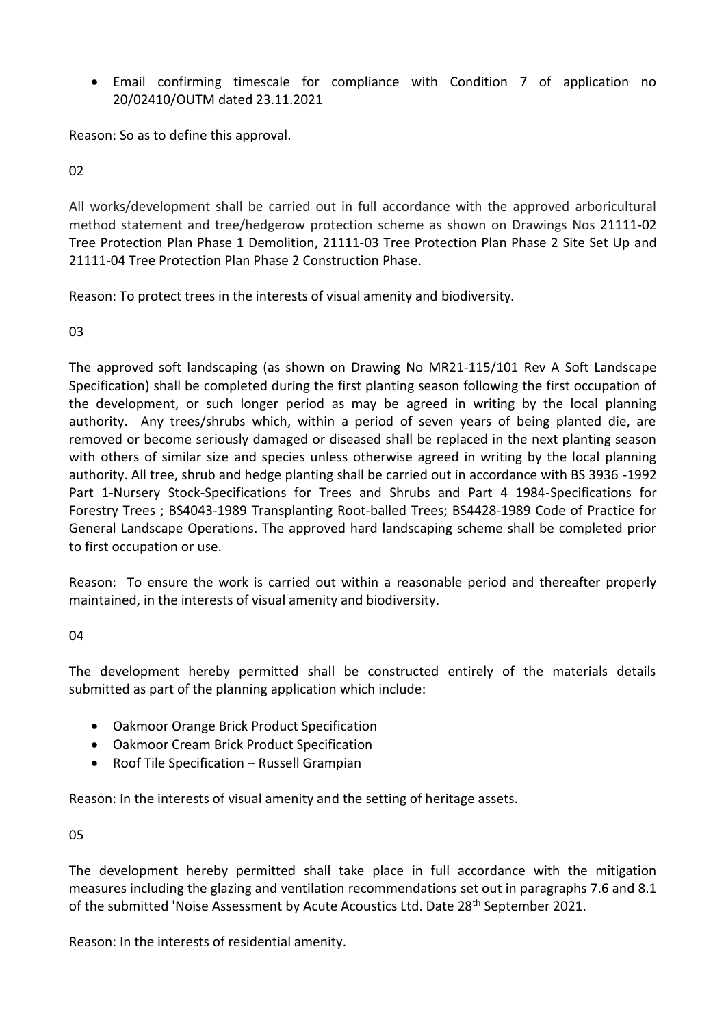- Email confirming timescale for compliance with Condition 7 of application no 20/02410/OUTM dated 23.11.2021

Reason: So as to define this approval.

02

All works/development shall be carried out in full accordance with the approved arboricultural method statement and tree/hedgerow protection scheme as shown on Drawings Nos 21111-02 Tree Protection Plan Phase 1 Demolition, 21111-03 Tree Protection Plan Phase 2 Site Set Up and 21111-04 Tree Protection Plan Phase 2 Construction Phase.

Reason: To protect trees in the interests of visual amenity and biodiversity.

03

The approved soft landscaping (as shown on Drawing No MR21-115/101 Rev A Soft Landscape Specification) shall be completed during the first planting season following the first occupation of the development, or such longer period as may be agreed in writing by the local planning authority. Any trees/shrubs which, within a period of seven years of being planted die, are removed or become seriously damaged or diseased shall be replaced in the next planting season with others of similar size and species unless otherwise agreed in writing by the local planning authority. All tree, shrub and hedge planting shall be carried out in accordance with BS 3936 -1992 Part 1-Nursery Stock-Specifications for Trees and Shrubs and Part 4 1984-Specifications for Forestry Trees ; BS4043-1989 Transplanting Root-balled Trees; BS4428-1989 Code of Practice for General Landscape Operations. The approved hard landscaping scheme shall be completed prior to first occupation or use.

Reason: To ensure the work is carried out within a reasonable period and thereafter properly maintained, in the interests of visual amenity and biodiversity.

04

The development hereby permitted shall be constructed entirely of the materials details submitted as part of the planning application which include:

- Oakmoor Orange Brick Product Specification
- Oakmoor Cream Brick Product Specification
- Roof Tile Specification – Russell Grampian

Reason: In the interests of visual amenity and the setting of heritage assets.

05

The development hereby permitted shall take place in full accordance with the mitigation measures including the glazing and ventilation recommendations set out in paragraphs 7.6 and 8.1 of the submitted 'Noise Assessment by Acute Acoustics Ltd. Date 28th September 2021.

Reason: In the interests of residential amenity.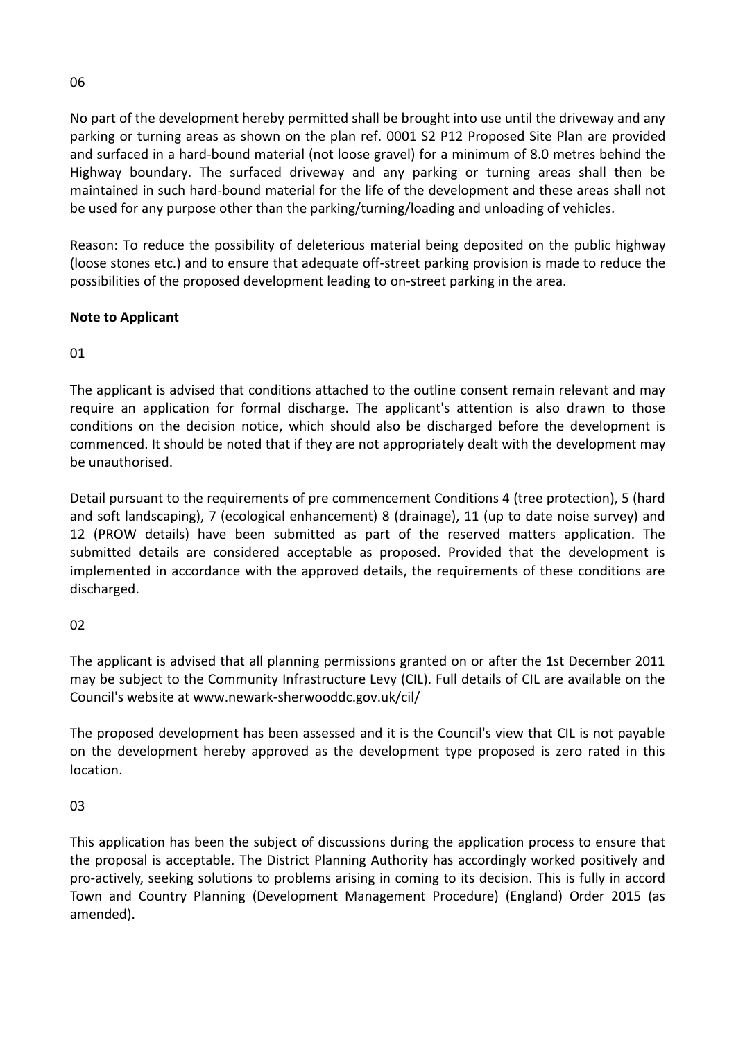06

No part of the development hereby permitted shall be brought into use until the driveway and any parking or turning areas as shown on the plan ref. 0001 S2 P12 Proposed Site Plan are provided and surfaced in a hard-bound material (not loose gravel) for a minimum of 8.0 metres behind the Highway boundary. The surfaced driveway and any parking or turning areas shall then be maintained in such hard-bound material for the life of the development and these areas shall not be used for any purpose other than the parking/turning/loading and unloading of vehicles.

Reason: To reduce the possibility of deleterious material being deposited on the public highway (loose stones etc.) and to ensure that adequate off-street parking provision is made to reduce the possibilities of the proposed development leading to on-street parking in the area.

**Note to Applicant**

01

The applicant is advised that conditions attached to the outline consent remain relevant and may require an application for formal discharge. The applicant's attention is also drawn to those conditions on the decision notice, which should also be discharged before the development is commenced. It should be noted that if they are not appropriately dealt with the development may be unauthorised.

Detail pursuant to the requirements of pre commencement Conditions 4 (tree protection), 5 (hard and soft landscaping), 7 (ecological enhancement) 8 (drainage), 11 (up to date noise survey) and 12 (PROW details) have been submitted as part of the reserved matters application. The submitted details are considered acceptable as proposed. Provided that the development is implemented in accordance with the approved details, the requirements of these conditions are discharged.

02

The applicant is advised that all planning permissions granted on or after the 1st December 2011 may be subject to the Community Infrastructure Levy (CIL). Full details of CIL are available on the Council's website at www.newark-sherwooddc.gov.uk/cil/

The proposed development has been assessed and it is the Council's view that CIL is not payable on the development hereby approved as the development type proposed is zero rated in this location.

03

This application has been the subject of discussions during the application process to ensure that the proposal is acceptable. The District Planning Authority has accordingly worked positively and pro-actively, seeking solutions to problems arising in coming to its decision. This is fully in accord Town and Country Planning (Development Management Procedure) (England) Order 2015 (as amended).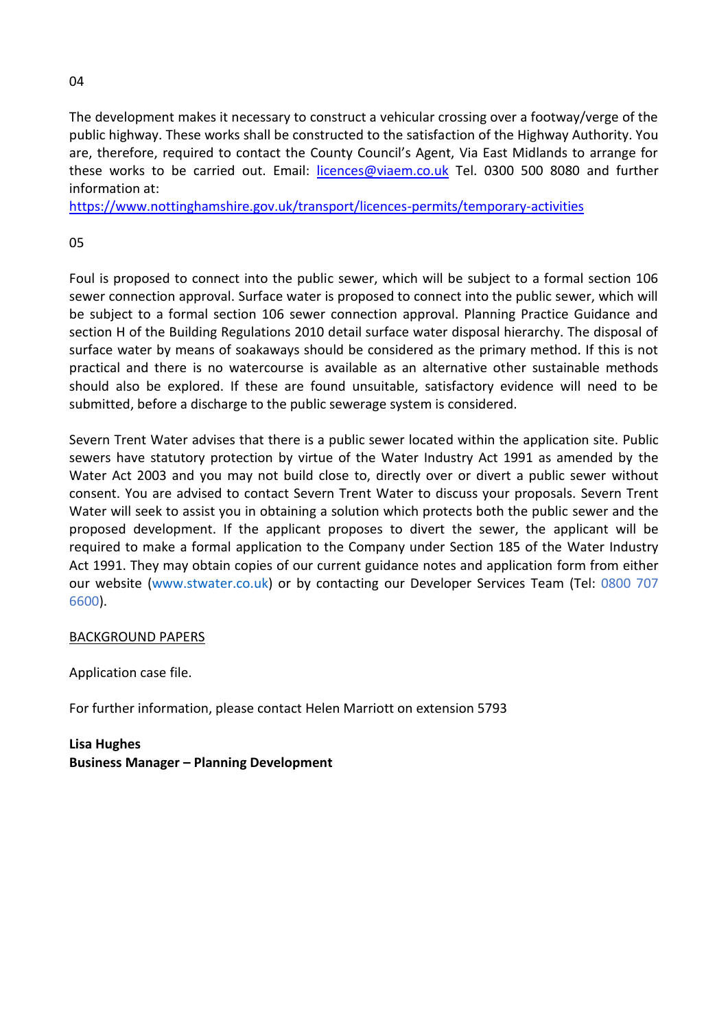04

The development makes it necessary to construct a vehicular crossing over a footway/verge of the public highway. These works shall be constructed to the satisfaction of the Highway Authority. You are, therefore, required to contact the County Council's Agent, Via East Midlands to arrange for these works to be carried out. Email: licences@viaem.co.uk Tel. 0300 500 8080 and further information at:
https://www.nottinghamshire.gov.uk/transport/licences-permits/temporary-activities

05

Foul is proposed to connect into the public sewer, which will be subject to a formal section 106 sewer connection approval. Surface water is proposed to connect into the public sewer, which will be subject to a formal section 106 sewer connection approval. Planning Practice Guidance and section H of the Building Regulations 2010 detail surface water disposal hierarchy. The disposal of surface water by means of soakaways should be considered as the primary method. If this is not practical and there is no watercourse is available as an alternative other sustainable methods should also be explored. If these are found unsuitable, satisfactory evidence will need to be submitted, before a discharge to the public sewerage system is considered.

Severn Trent Water advises that there is a public sewer located within the application site. Public sewers have statutory protection by virtue of the Water Industry Act 1991 as amended by the Water Act 2003 and you may not build close to, directly over or divert a public sewer without consent. You are advised to contact Severn Trent Water to discuss your proposals. Severn Trent Water will seek to assist you in obtaining a solution which protects both the public sewer and the proposed development. If the applicant proposes to divert the sewer, the applicant will be required to make a formal application to the Company under Section 185 of the Water Industry Act 1991. They may obtain copies of our current guidance notes and application form from either our website (www.stwater.co.uk) or by contacting our Developer Services Team (Tel: 0800 707 6600).

BACKGROUND PAPERS

Application case file.

For further information, please contact Helen Marriott on extension 5793

**Lisa Hughes**
**Business Manager – Planning Development**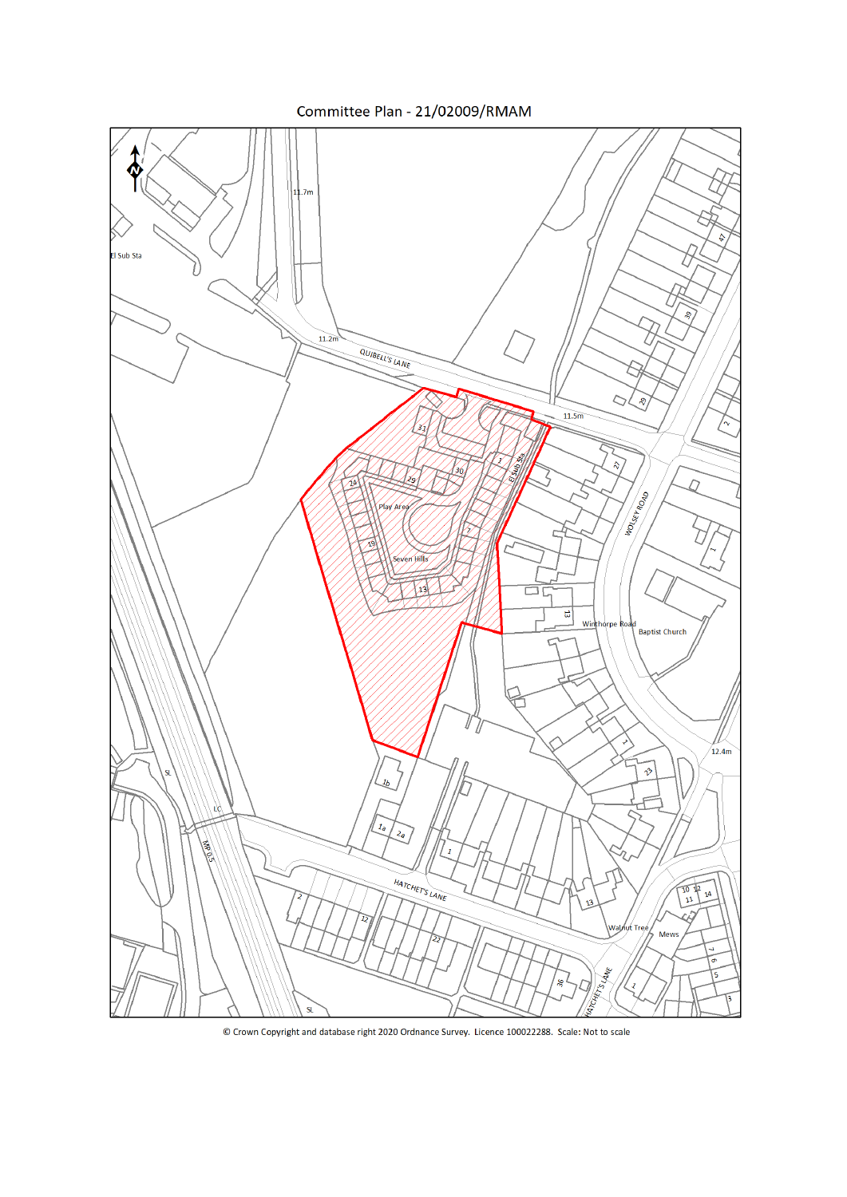Committee Plan - 21/02009/RMAM

QUIBELL'S LANE

WOLSEY ROAD

Winthorpe Road Baptist Church

HATCHET'S LANE

Play Area

Seven Hills

Walnut Tree Mews

El Sub Sta

11.7m

11.2m

11.5m

12.4m

© Crown Copyright and database right 2020 Ordnance Survey. Licence 100022288. Scale: Not to scale